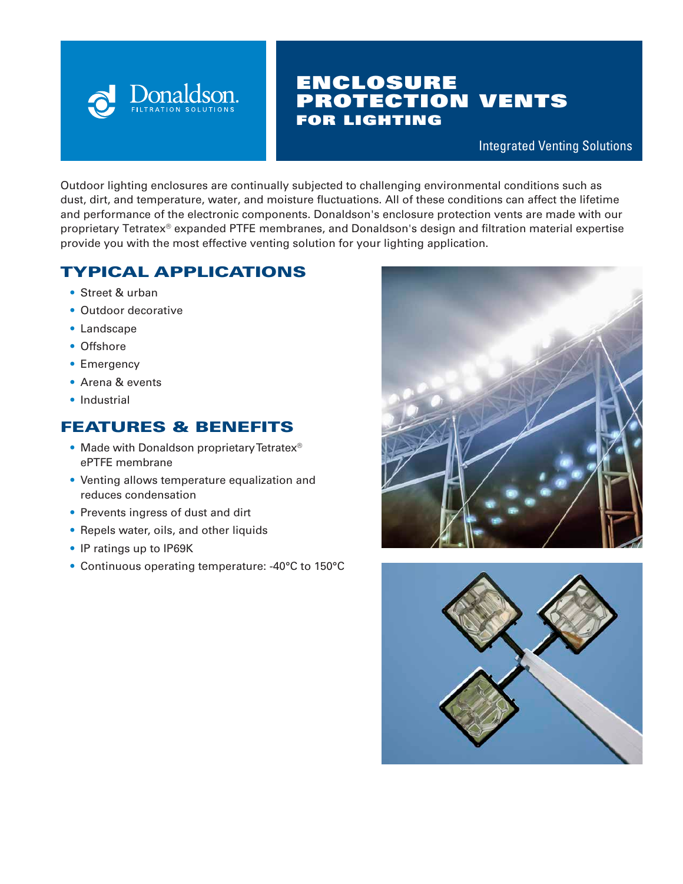Donaldson.
FILTRATION SOLUTIONS

# ENCLOSURE PROTECTION VENTS FOR LIGHTING

Integrated Venting Solutions

Outdoor lighting enclosures are continually subjected to challenging environmental conditions such as dust, dirt, and temperature, water, and moisture fluctuations. All of these conditions can affect the lifetime and performance of the electronic components. Donaldson's enclosure protection vents are made with our proprietary Tetratex® expanded PTFE membranes, and Donaldson's design and filtration material expertise provide you with the most effective venting solution for your lighting application.

## TYPICAL APPLICATIONS

- Street & urban
- Outdoor decorative
- Landscape
- Offshore
- Emergency
- Arena & events
- Industrial

## FEATURES & BENEFITS

- Made with Donaldson proprietary Tetratex® ePTFE membrane
- Venting allows temperature equalization and reduces condensation
- Prevents ingress of dust and dirt
- Repels water, oils, and other liquids
- IP ratings up to IP69K
- Continuous operating temperature: -40°C to 150°C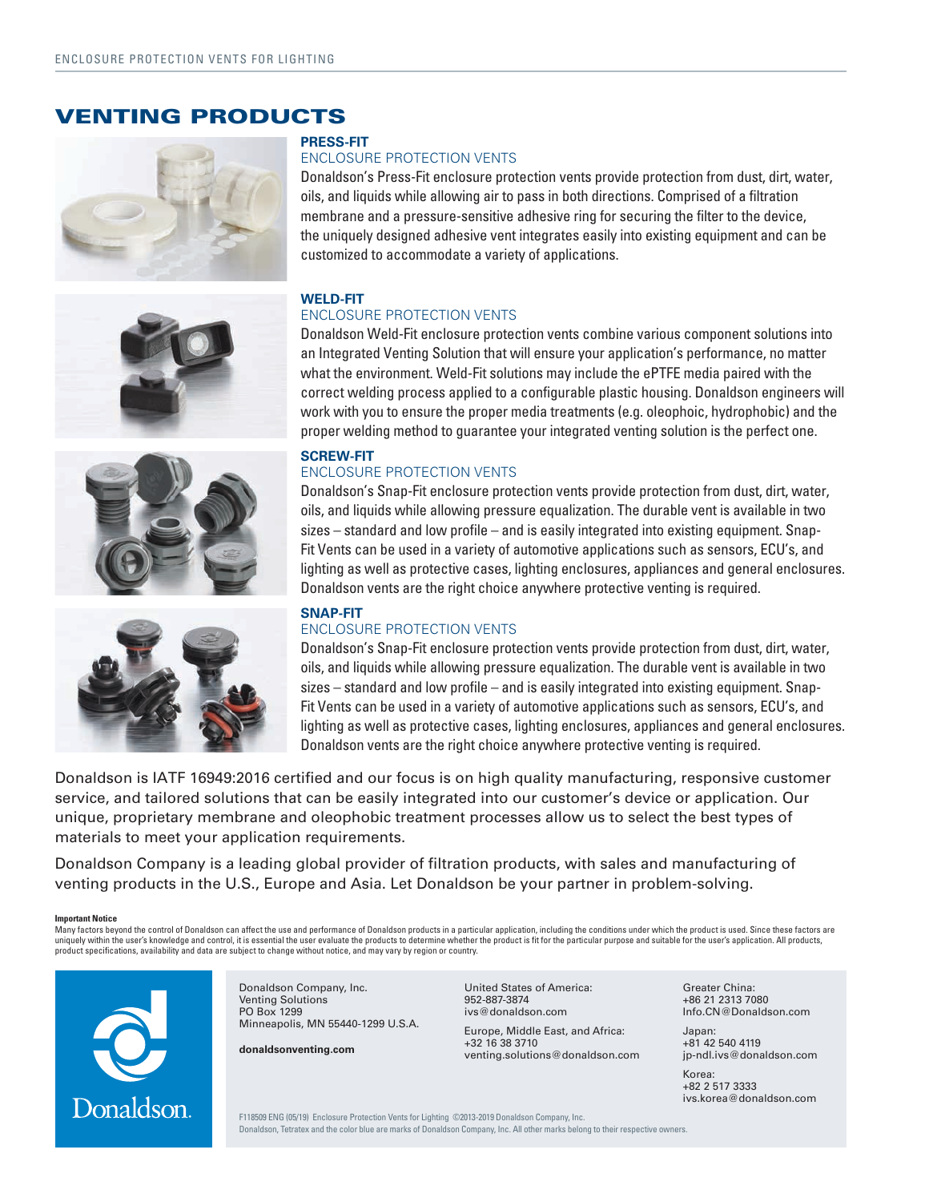# VENTING PRODUCTS

### PRESS-FIT

ENCLOSURE PROTECTION VENTS

Donaldson's Press-Fit enclosure protection vents provide protection from dust, dirt, water, oils, and liquids while allowing air to pass in both directions. Comprised of a filtration membrane and a pressure-sensitive adhesive ring for securing the filter to the device, the uniquely designed adhesive vent integrates easily into existing equipment and can be customized to accommodate a variety of applications.

### WELD-FIT

ENCLOSURE PROTECTION VENTS

Donaldson Weld-Fit enclosure protection vents combine various component solutions into an Integrated Venting Solution that will ensure your application's performance, no matter what the environment. Weld-Fit solutions may include the ePTFE media paired with the correct welding process applied to a configurable plastic housing. Donaldson engineers will work with you to ensure the proper media treatments (e.g. oleophoic, hydrophobic) and the proper welding method to guarantee your integrated venting solution is the perfect one.

### SCREW-FIT

ENCLOSURE PROTECTION VENTS

Donaldson's Snap-Fit enclosure protection vents provide protection from dust, dirt, water, oils, and liquids while allowing pressure equalization. The durable vent is available in two sizes – standard and low profile – and is easily integrated into existing equipment. Snap-Fit Vents can be used in a variety of automotive applications such as sensors, ECU's, and lighting as well as protective cases, lighting enclosures, appliances and general enclosures. Donaldson vents are the right choice anywhere protective venting is required.

### SNAP-FIT

ENCLOSURE PROTECTION VENTS

Donaldson's Snap-Fit enclosure protection vents provide protection from dust, dirt, water, oils, and liquids while allowing pressure equalization. The durable vent is available in two sizes – standard and low profile – and is easily integrated into existing equipment. Snap-Fit Vents can be used in a variety of automotive applications such as sensors, ECU's, and lighting as well as protective cases, lighting enclosures, appliances and general enclosures. Donaldson vents are the right choice anywhere protective venting is required.

Donaldson is IATF 16949:2016 certified and our focus is on high quality manufacturing, responsive customer service, and tailored solutions that can be easily integrated into our customer's device or application. Our unique, proprietary membrane and oleophobic treatment processes allow us to select the best types of materials to meet your application requirements.

Donaldson Company is a leading global provider of filtration products, with sales and manufacturing of venting products in the U.S., Europe and Asia. Let Donaldson be your partner in problem-solving.

**Important Notice**

Many factors beyond the control of Donaldson can affect the use and performance of Donaldson products in a particular application, including the conditions under which the product is used. Since these factors are uniquely within the user's knowledge and control, it is essential the user evaluate the products to determine whether the product is fit for the particular purpose and suitable for the user's application. All products, product specifications, availability and data are subject to change without notice, and may vary by region or country.

Donaldson.

Donaldson Company, Inc.
Venting Solutions
PO Box 1299
Minneapolis, MN 55440-1299 U.S.A.

**donaldsonventing.com**

United States of America:
952-887-3874
ivs@donaldson.com

Europe, Middle East, and Africa:
+32 16 38 3710
venting.solutions@donaldson.com

Greater China:
+86 21 2313 7080
Info.CN@Donaldson.com

Japan:
+81 42 540 4119
jp-ndl.ivs@donaldson.com

Korea:
+82 2 517 3333
ivs.korea@donaldson.com

F118509 ENG (05/19) Enclosure Protection Vents for Lighting ©2013-2019 Donaldson Company, Inc.
Donaldson, Tetratex and the color blue are marks of Donaldson Company, Inc. All other marks belong to their respective owners.